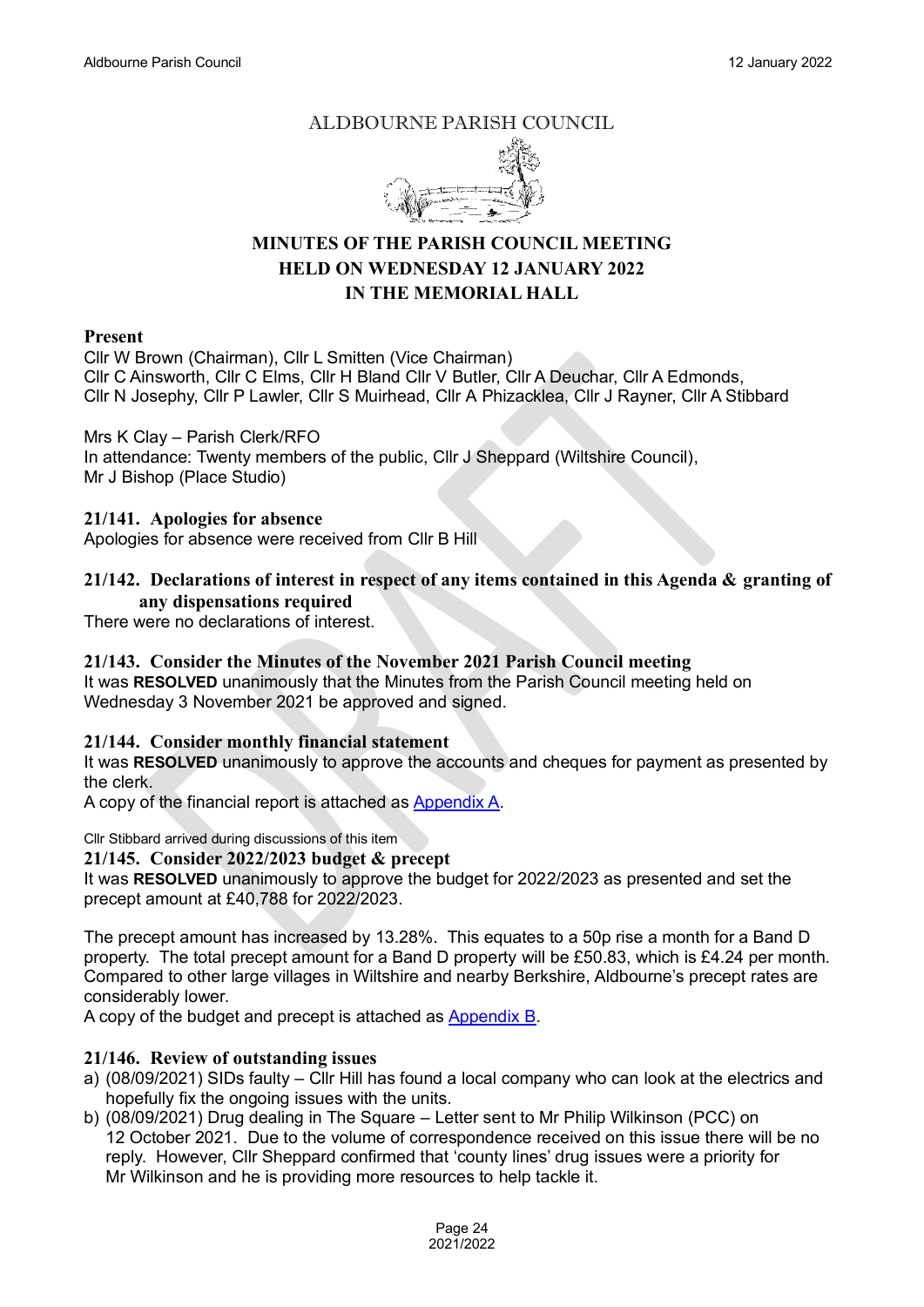# ALDBOURNE PARISH COUNCIL

## MINUTES OF THE PARISH COUNCIL MEETING HELD ON WEDNESDAY 12 JANUARY 2022 IN THE MEMORIAL HALL

**Present**

Cllr W Brown (Chairman), Cllr L Smitten (Vice Chairman)
Cllr C Ainsworth, Cllr C Elms, Cllr H Bland Cllr V Butler, Cllr A Deuchar, Cllr A Edmonds, Cllr N Josephy, Cllr P Lawler, Cllr S Muirhead, Cllr A Phizacklea, Cllr J Rayner, Cllr A Stibbard

Mrs K Clay – Parish Clerk/RFO
In attendance: Twenty members of the public, Cllr J Sheppard (Wiltshire Council), Mr J Bishop (Place Studio)

### 21/141. Apologies for absence

Apologies for absence were received from Cllr B Hill

### 21/142. Declarations of interest in respect of any items contained in this Agenda & granting of any dispensations required

There were no declarations of interest.

### 21/143. Consider the Minutes of the November 2021 Parish Council meeting

It was **RESOLVED** unanimously that the Minutes from the Parish Council meeting held on Wednesday 3 November 2021 be approved and signed.

### 21/144. Consider monthly financial statement

It was **RESOLVED** unanimously to approve the accounts and cheques for payment as presented by the clerk.
A copy of the financial report is attached as Appendix A.

Cllr Stibbard arrived during discussions of this item

### 21/145. Consider 2022/2023 budget & precept

It was **RESOLVED** unanimously to approve the budget for 2022/2023 as presented and set the precept amount at £40,788 for 2022/2023.

The precept amount has increased by 13.28%. This equates to a 50p rise a month for a Band D property. The total precept amount for a Band D property will be £50.83, which is £4.24 per month. Compared to other large villages in Wiltshire and nearby Berkshire, Aldbourne's precept rates are considerably lower.
A copy of the budget and precept is attached as Appendix B.

### 21/146. Review of outstanding issues

a) (08/09/2021) SIDs faulty – Cllr Hill has found a local company who can look at the electrics and hopefully fix the ongoing issues with the units.
b) (08/09/2021) Drug dealing in The Square – Letter sent to Mr Philip Wilkinson (PCC) on 12 October 2021. Due to the volume of correspondence received on this issue there will be no reply. However, Cllr Sheppard confirmed that 'county lines' drug issues were a priority for Mr Wilkinson and he is providing more resources to help tackle it.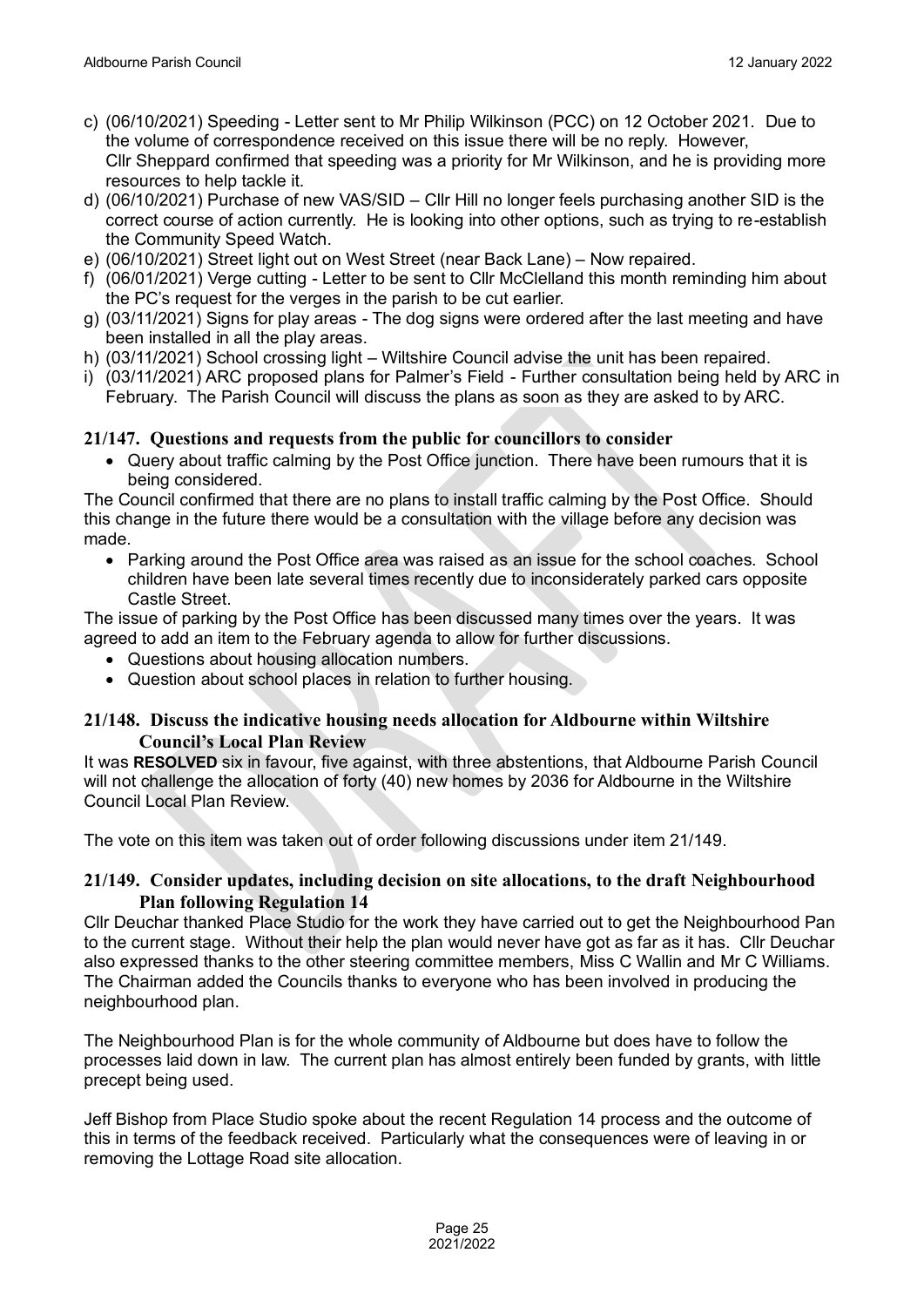c) (06/10/2021) Speeding - Letter sent to Mr Philip Wilkinson (PCC) on 12 October 2021. Due to the volume of correspondence received on this issue there will be no reply. However, Cllr Sheppard confirmed that speeding was a priority for Mr Wilkinson, and he is providing more resources to help tackle it.
d) (06/10/2021) Purchase of new VAS/SID – Cllr Hill no longer feels purchasing another SID is the correct course of action currently. He is looking into other options, such as trying to re-establish the Community Speed Watch.
e) (06/10/2021) Street light out on West Street (near Back Lane) – Now repaired.
f) (06/01/2021) Verge cutting - Letter to be sent to Cllr McClelland this month reminding him about the PC's request for the verges in the parish to be cut earlier.
g) (03/11/2021) Signs for play areas - The dog signs were ordered after the last meeting and have been installed in all the play areas.
h) (03/11/2021) School crossing light – Wiltshire Council advise the unit has been repaired.
i) (03/11/2021) ARC proposed plans for Palmer's Field - Further consultation being held by ARC in February. The Parish Council will discuss the plans as soon as they are asked to by ARC.

### 21/147. Questions and requests from the public for councillors to consider

- Query about traffic calming by the Post Office junction. There have been rumours that it is being considered.

The Council confirmed that there are no plans to install traffic calming by the Post Office. Should this change in the future there would be a consultation with the village before any decision was made.

- Parking around the Post Office area was raised as an issue for the school coaches. School children have been late several times recently due to inconsiderately parked cars opposite Castle Street.

The issue of parking by the Post Office has been discussed many times over the years. It was agreed to add an item to the February agenda to allow for further discussions.

- Questions about housing allocation numbers.
- Question about school places in relation to further housing.

### 21/148. Discuss the indicative housing needs allocation for Aldbourne within Wiltshire Council's Local Plan Review

It was **RESOLVED** six in favour, five against, with three abstentions, that Aldbourne Parish Council will not challenge the allocation of forty (40) new homes by 2036 for Aldbourne in the Wiltshire Council Local Plan Review.

The vote on this item was taken out of order following discussions under item 21/149.

### 21/149. Consider updates, including decision on site allocations, to the draft Neighbourhood Plan following Regulation 14

Cllr Deuchar thanked Place Studio for the work they have carried out to get the Neighbourhood Pan to the current stage. Without their help the plan would never have got as far as it has. Cllr Deuchar also expressed thanks to the other steering committee members, Miss C Wallin and Mr C Williams. The Chairman added the Councils thanks to everyone who has been involved in producing the neighbourhood plan.

The Neighbourhood Plan is for the whole community of Aldbourne but does have to follow the processes laid down in law. The current plan has almost entirely been funded by grants, with little precept being used.

Jeff Bishop from Place Studio spoke about the recent Regulation 14 process and the outcome of this in terms of the feedback received. Particularly what the consequences were of leaving in or removing the Lottage Road site allocation.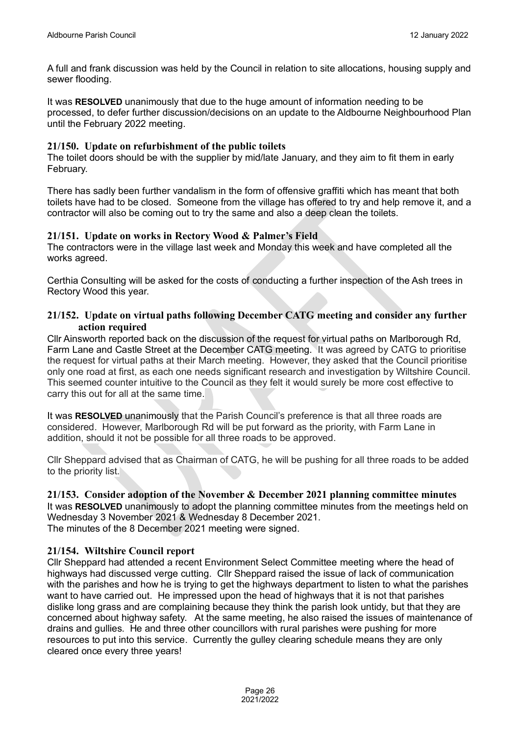A full and frank discussion was held by the Council in relation to site allocations, housing supply and sewer flooding.

It was **RESOLVED** unanimously that due to the huge amount of information needing to be processed, to defer further discussion/decisions on an update to the Aldbourne Neighbourhood Plan until the February 2022 meeting.

### 21/150. Update on refurbishment of the public toilets

The toilet doors should be with the supplier by mid/late January, and they aim to fit them in early February.

There has sadly been further vandalism in the form of offensive graffiti which has meant that both toilets have had to be closed. Someone from the village has offered to try and help remove it, and a contractor will also be coming out to try the same and also a deep clean the toilets.

### 21/151. Update on works in Rectory Wood & Palmer's Field

The contractors were in the village last week and Monday this week and have completed all the works agreed.

Certhia Consulting will be asked for the costs of conducting a further inspection of the Ash trees in Rectory Wood this year.

### 21/152. Update on virtual paths following December CATG meeting and consider any further action required

Cllr Ainsworth reported back on the discussion of the request for virtual paths on Marlborough Rd, Farm Lane and Castle Street at the December CATG meeting. It was agreed by CATG to prioritise the request for virtual paths at their March meeting. However, they asked that the Council prioritise only one road at first, as each one needs significant research and investigation by Wiltshire Council. This seemed counter intuitive to the Council as they felt it would surely be more cost effective to carry this out for all at the same time.

It was **RESOLVED** unanimously that the Parish Council's preference is that all three roads are considered. However, Marlborough Rd will be put forward as the priority, with Farm Lane in addition, should it not be possible for all three roads to be approved.

Cllr Sheppard advised that as Chairman of CATG, he will be pushing for all three roads to be added to the priority list.

### 21/153. Consider adoption of the November & December 2021 planning committee minutes

It was **RESOLVED** unanimously to adopt the planning committee minutes from the meetings held on Wednesday 3 November 2021 & Wednesday 8 December 2021.
The minutes of the 8 December 2021 meeting were signed.

### 21/154. Wiltshire Council report

Cllr Sheppard had attended a recent Environment Select Committee meeting where the head of highways had discussed verge cutting. Cllr Sheppard raised the issue of lack of communication with the parishes and how he is trying to get the highways department to listen to what the parishes want to have carried out. He impressed upon the head of highways that it is not that parishes dislike long grass and are complaining because they think the parish look untidy, but that they are concerned about highway safety. At the same meeting, he also raised the issues of maintenance of drains and gullies. He and three other councillors with rural parishes were pushing for more resources to put into this service. Currently the gulley clearing schedule means they are only cleared once every three years!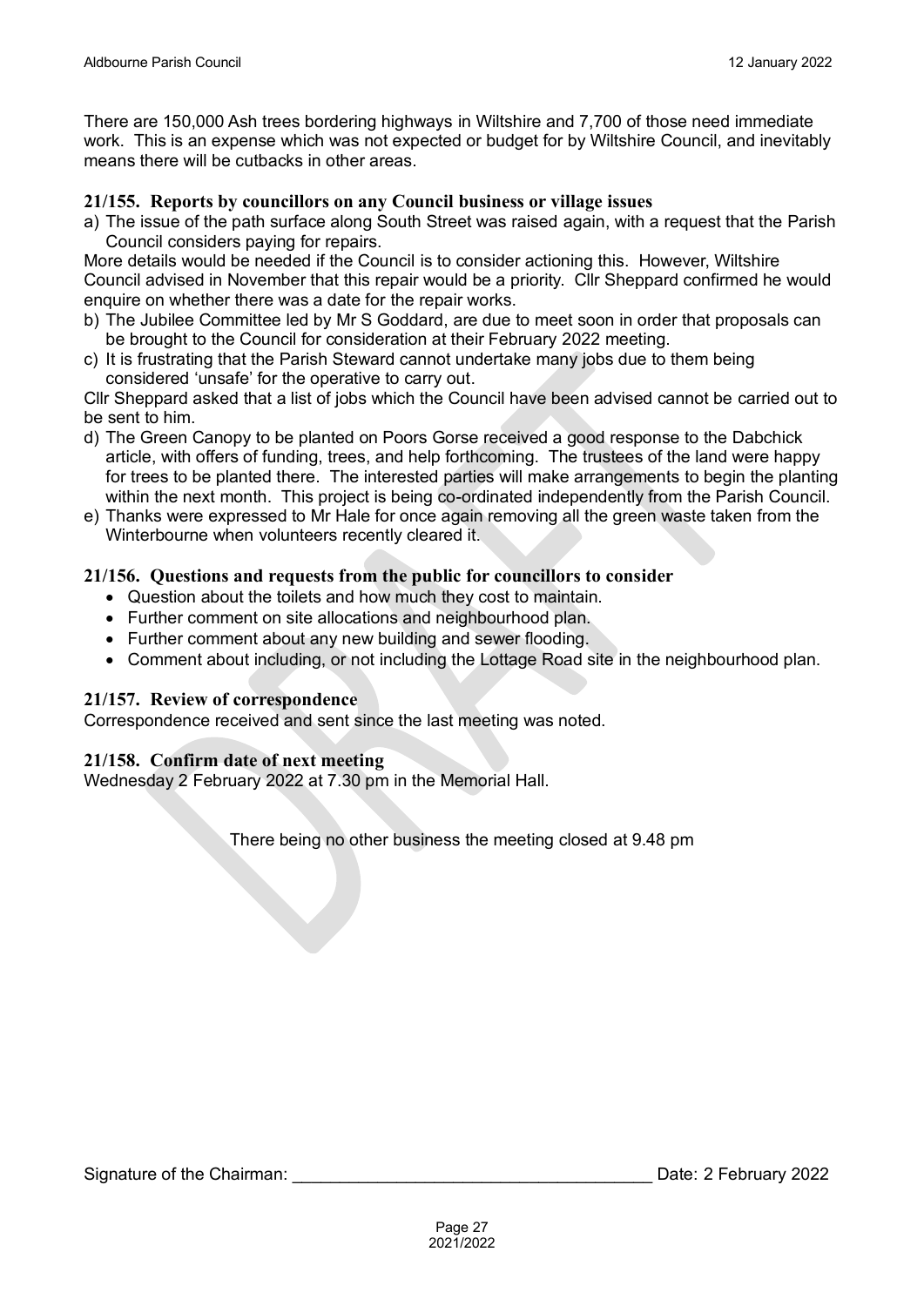There are 150,000 Ash trees bordering highways in Wiltshire and 7,700 of those need immediate work. This is an expense which was not expected or budget for by Wiltshire Council, and inevitably means there will be cutbacks in other areas.

### 21/155. Reports by councillors on any Council business or village issues

a) The issue of the path surface along South Street was raised again, with a request that the Parish Council considers paying for repairs.

More details would be needed if the Council is to consider actioning this. However, Wiltshire Council advised in November that this repair would be a priority. Cllr Sheppard confirmed he would enquire on whether there was a date for the repair works.

b) The Jubilee Committee led by Mr S Goddard, are due to meet soon in order that proposals can be brought to the Council for consideration at their February 2022 meeting.

c) It is frustrating that the Parish Steward cannot undertake many jobs due to them being considered 'unsafe' for the operative to carry out.

Cllr Sheppard asked that a list of jobs which the Council have been advised cannot be carried out to be sent to him.

d) The Green Canopy to be planted on Poors Gorse received a good response to the Dabchick article, with offers of funding, trees, and help forthcoming. The trustees of the land were happy for trees to be planted there. The interested parties will make arrangements to begin the planting within the next month. This project is being co-ordinated independently from the Parish Council.

e) Thanks were expressed to Mr Hale for once again removing all the green waste taken from the Winterbourne when volunteers recently cleared it.

### 21/156. Questions and requests from the public for councillors to consider

- Question about the toilets and how much they cost to maintain.
- Further comment on site allocations and neighbourhood plan.
- Further comment about any new building and sewer flooding.
- Comment about including, or not including the Lottage Road site in the neighbourhood plan.

### 21/157. Review of correspondence

Correspondence received and sent since the last meeting was noted.

### 21/158. Confirm date of next meeting

Wednesday 2 February 2022 at 7.30 pm in the Memorial Hall.

There being no other business the meeting closed at 9.48 pm

Signature of the Chairman: ______________________________________ Date: 2 February 2022